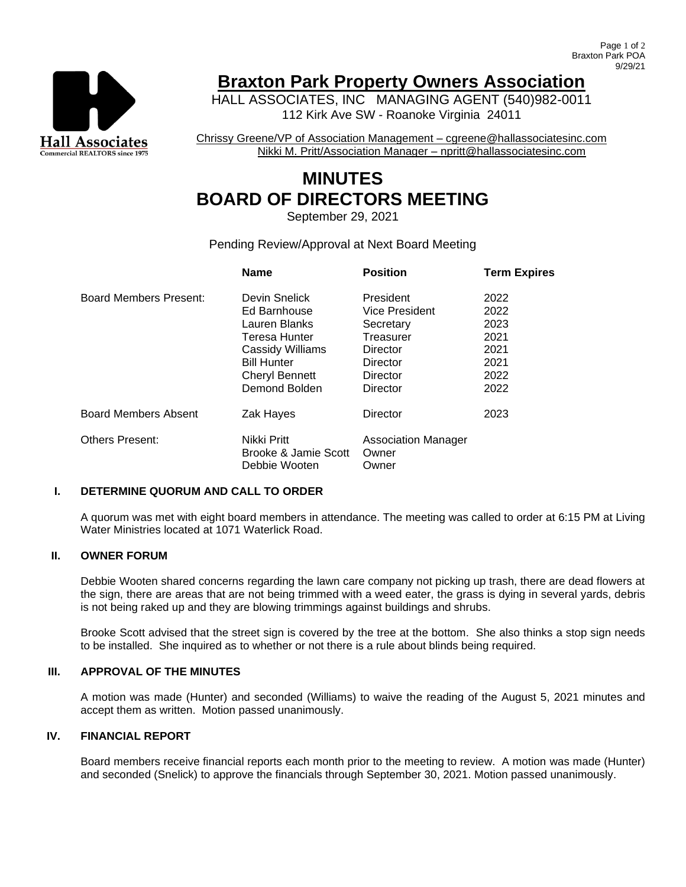# Braxton Park Property Owners Association

HALL ASSOCIATES, INC MANAGING AGENT (540)982-0011
112 Kirk Ave SW - Roanoke Virginia 24011

Chrissy Greene/VP of Association Management – cgreene@hallassociatesinc.com
Nikki M. Pritt/Association Manager – npritt@hallassociatesinc.com

# MINUTES
# BOARD OF DIRECTORS MEETING

September 29, 2021

Pending Review/Approval at Next Board Meeting

| | Name | Position | Term Expires |
|---|---|---|---|
| Board Members Present: | Devin Snelick | President | 2022 |
| | Ed Barnhouse | Vice President | 2022 |
| | Lauren Blanks | Secretary | 2023 |
| | Teresa Hunter | Treasurer | 2021 |
| | Cassidy Williams | Director | 2021 |
| | Bill Hunter | Director | 2021 |
| | Cheryl Bennett | Director | 2022 |
| | Demond Bolden | Director | 2022 |
| Board Members Absent | Zak Hayes | Director | 2023 |
| Others Present: | Nikki Pritt | Association Manager | |
| | Brooke & Jamie Scott | Owner | |
| | Debbie Wooten | Owner | |

## I. DETERMINE QUORUM AND CALL TO ORDER

A quorum was met with eight board members in attendance. The meeting was called to order at 6:15 PM at Living Water Ministries located at 1071 Waterlick Road.

## II. OWNER FORUM

Debbie Wooten shared concerns regarding the lawn care company not picking up trash, there are dead flowers at the sign, there are areas that are not being trimmed with a weed eater, the grass is dying in several yards, debris is not being raked up and they are blowing trimmings against buildings and shrubs.

Brooke Scott advised that the street sign is covered by the tree at the bottom. She also thinks a stop sign needs to be installed. She inquired as to whether or not there is a rule about blinds being required.

## III. APPROVAL OF THE MINUTES

A motion was made (Hunter) and seconded (Williams) to waive the reading of the August 5, 2021 minutes and accept them as written. Motion passed unanimously.

## IV. FINANCIAL REPORT

Board members receive financial reports each month prior to the meeting to review. A motion was made (Hunter) and seconded (Snelick) to approve the financials through September 30, 2021. Motion passed unanimously.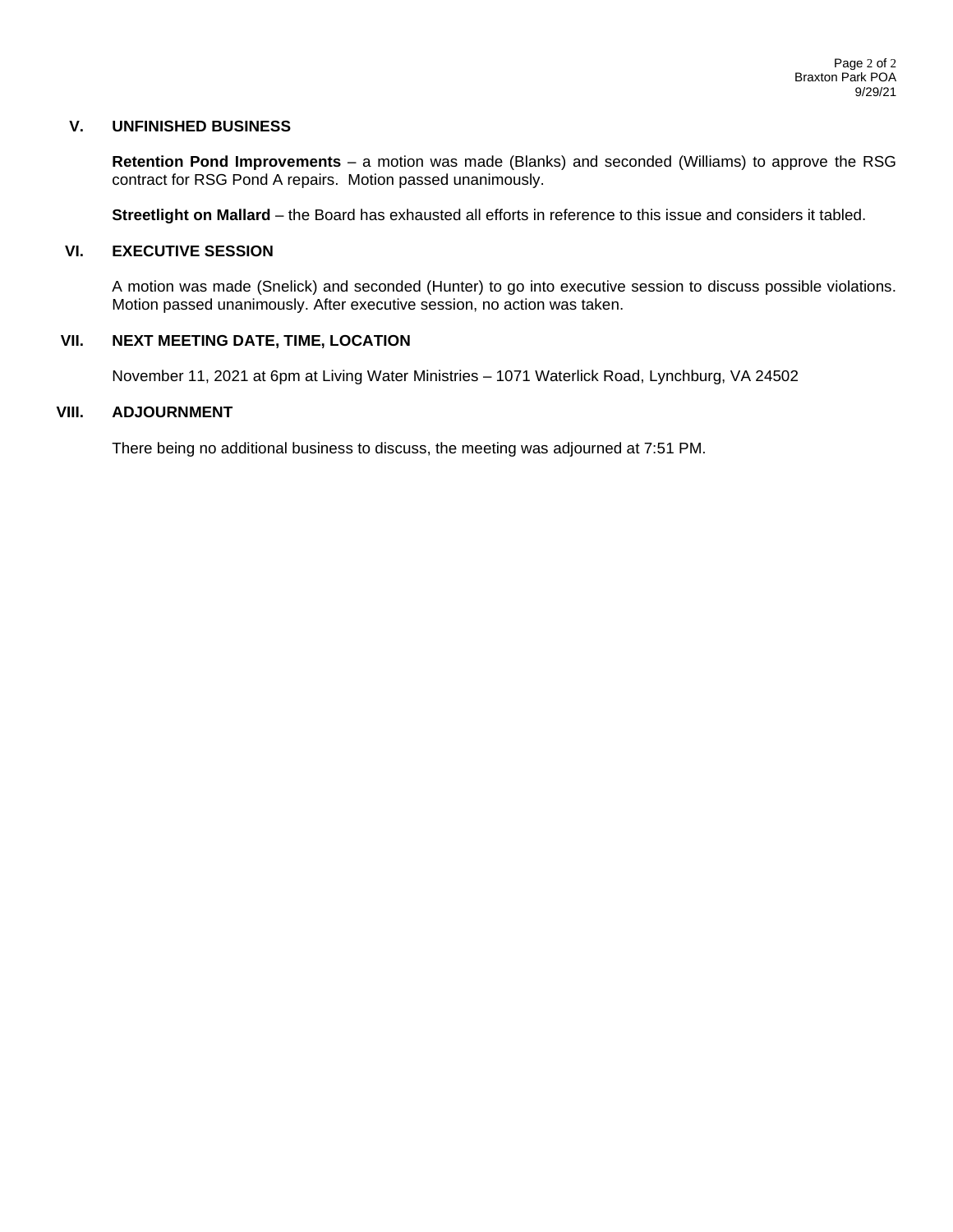## V. UNFINISHED BUSINESS

**Retention Pond Improvements** – a motion was made (Blanks) and seconded (Williams) to approve the RSG contract for RSG Pond A repairs. Motion passed unanimously.

**Streetlight on Mallard** – the Board has exhausted all efforts in reference to this issue and considers it tabled.

## VI. EXECUTIVE SESSION

A motion was made (Snelick) and seconded (Hunter) to go into executive session to discuss possible violations. Motion passed unanimously. After executive session, no action was taken.

## VII. NEXT MEETING DATE, TIME, LOCATION

November 11, 2021 at 6pm at Living Water Ministries – 1071 Waterlick Road, Lynchburg, VA 24502

## VIII. ADJOURNMENT

There being no additional business to discuss, the meeting was adjourned at 7:51 PM.